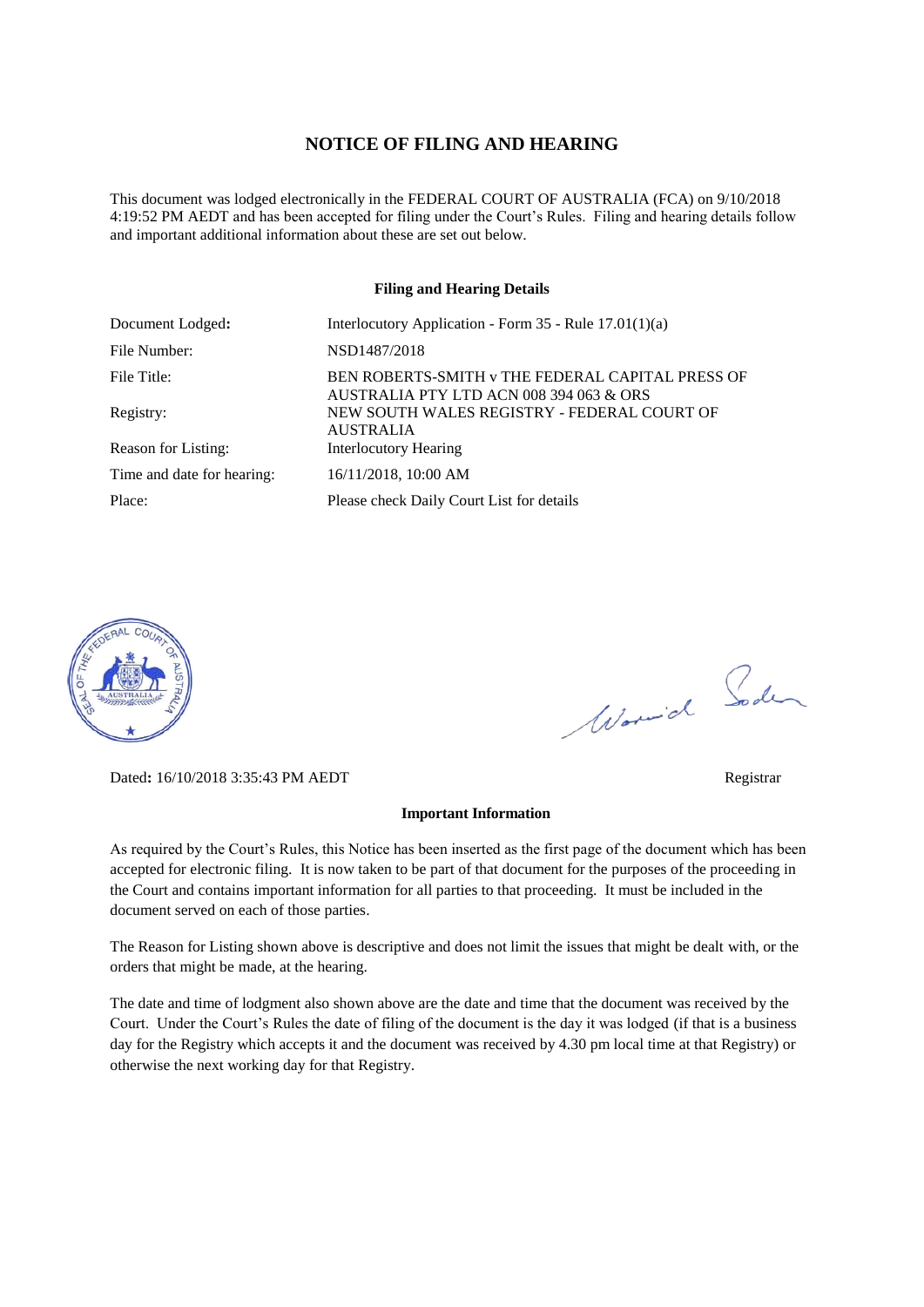# NOTICE OF FILING AND HEARING

This document was lodged electronically in the FEDERAL COURT OF AUSTRALIA (FCA) on 9/10/2018 4:19:52 PM AEDT and has been accepted for filing under the Court's Rules. Filing and hearing details follow and important additional information about these are set out below.

## Filing and Hearing Details

| | |
|---|---|
| Document Lodged: | Interlocutory Application - Form 35 - Rule 17.01(1)(a) |
| File Number: | NSD1487/2018 |
| File Title: | BEN ROBERTS-SMITH v THE FEDERAL CAPITAL PRESS OF AUSTRALIA PTY LTD ACN 008 394 063 & ORS |
| Registry: | NEW SOUTH WALES REGISTRY - FEDERAL COURT OF AUSTRALIA |
| Reason for Listing: | Interlocutory Hearing |
| Time and date for hearing: | 16/11/2018, 10:00 AM |
| Place: | Please check Daily Court List for details |

Dated: 16/10/2018 3:35:43 PM AEDT

Registrar

## Important Information

As required by the Court's Rules, this Notice has been inserted as the first page of the document which has been accepted for electronic filing. It is now taken to be part of that document for the purposes of the proceeding in the Court and contains important information for all parties to that proceeding. It must be included in the document served on each of those parties.

The Reason for Listing shown above is descriptive and does not limit the issues that might be dealt with, or the orders that might be made, at the hearing.

The date and time of lodgment also shown above are the date and time that the document was received by the Court. Under the Court's Rules the date of filing of the document is the day it was lodged (if that is a business day for the Registry which accepts it and the document was received by 4.30 pm local time at that Registry) or otherwise the next working day for that Registry.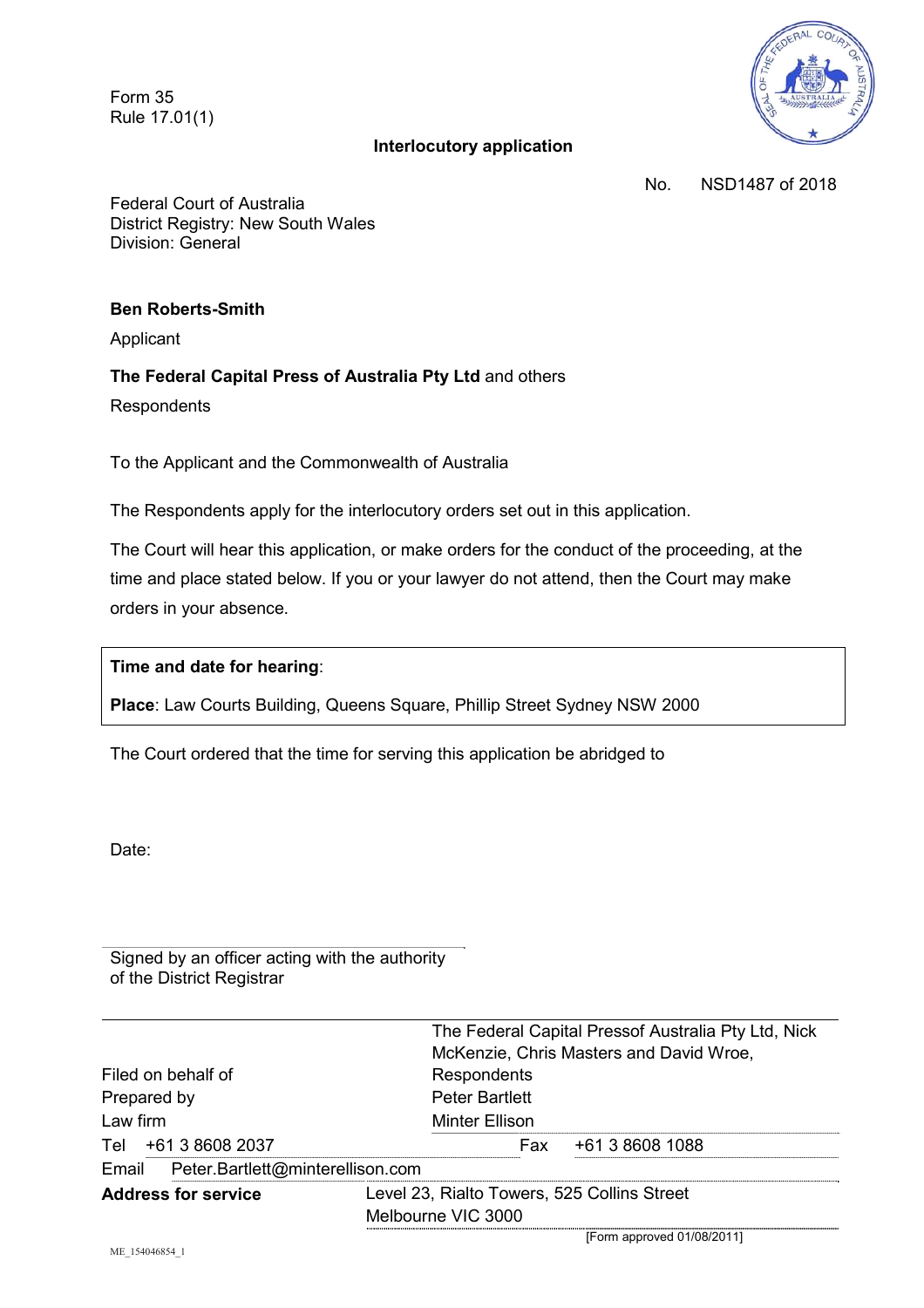Form 35
Rule 17.01(1)

**Interlocutory application**

No. NSD1487 of 2018

Federal Court of Australia
District Registry: New South Wales
Division: General

**Ben Roberts-Smith**

Applicant

**The Federal Capital Press of Australia Pty Ltd** and others

Respondents

To the Applicant and the Commonwealth of Australia

The Respondents apply for the interlocutory orders set out in this application.

The Court will hear this application, or make orders for the conduct of the proceeding, at the time and place stated below. If you or your lawyer do not attend, then the Court may make orders in your absence.

| **Time and date for hearing**: |
|---|
| **Place**: Law Courts Building, Queens Square, Phillip Street Sydney NSW 2000 |

The Court ordered that the time for serving this application be abridged to

Date:

Signed by an officer acting with the authority of the District Registrar

| | |
|---|---|
| Filed on behalf of | The Federal Capital Pressof Australia Pty Ltd, Nick McKenzie, Chris Masters and David Wroe, Respondents |
| Prepared by | Peter Bartlett |
| Law firm | Minter Ellison |
| Tel +61 3 8608 2037 | Fax +61 3 8608 1088 |
| Email Peter.Bartlett@minterellison.com | |
| **Address for service** | Level 23, Rialto Towers, 525 Collins Street Melbourne VIC 3000 |

[Form approved 01/08/2011]

ME_154046854_1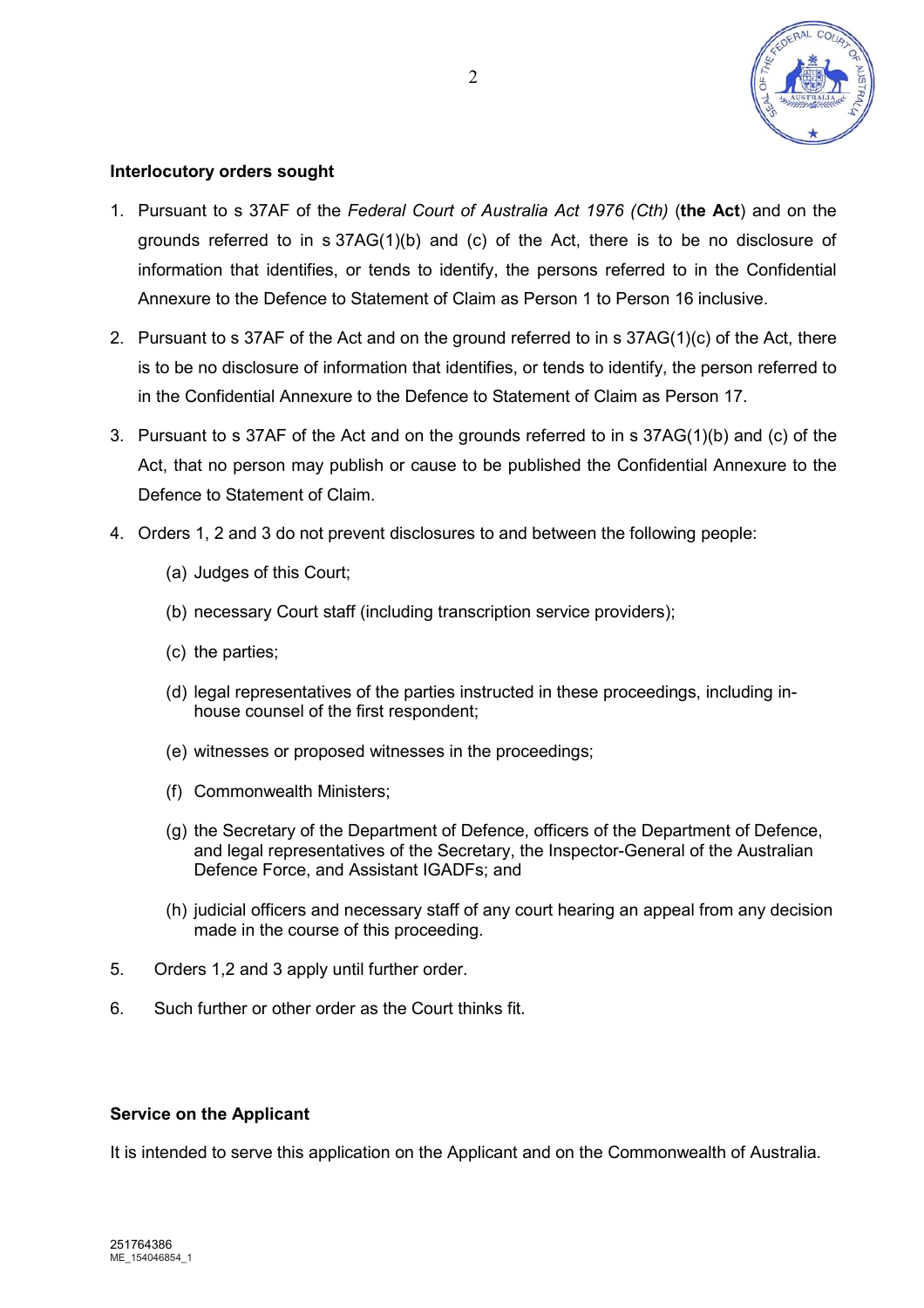**Interlocutory orders sought**

1. Pursuant to s 37AF of the *Federal Court of Australia Act 1976 (Cth)* (**the Act**) and on the grounds referred to in s 37AG(1)(b) and (c) of the Act, there is to be no disclosure of information that identifies, or tends to identify, the persons referred to in the Confidential Annexure to the Defence to Statement of Claim as Person 1 to Person 16 inclusive.

2. Pursuant to s 37AF of the Act and on the ground referred to in s 37AG(1)(c) of the Act, there is to be no disclosure of information that identifies, or tends to identify, the person referred to in the Confidential Annexure to the Defence to Statement of Claim as Person 17.

3. Pursuant to s 37AF of the Act and on the grounds referred to in s 37AG(1)(b) and (c) of the Act, that no person may publish or cause to be published the Confidential Annexure to the Defence to Statement of Claim.

4. Orders 1, 2 and 3 do not prevent disclosures to and between the following people:

   (a) Judges of this Court;

   (b) necessary Court staff (including transcription service providers);

   (c) the parties;

   (d) legal representatives of the parties instructed in these proceedings, including in-house counsel of the first respondent;

   (e) witnesses or proposed witnesses in the proceedings;

   (f) Commonwealth Ministers;

   (g) the Secretary of the Department of Defence, officers of the Department of Defence, and legal representatives of the Secretary, the Inspector-General of the Australian Defence Force, and Assistant IGADFs; and

   (h) judicial officers and necessary staff of any court hearing an appeal from any decision made in the course of this proceeding.

5. Orders 1,2 and 3 apply until further order.

6. Such further or other order as the Court thinks fit.

**Service on the Applicant**

It is intended to serve this application on the Applicant and on the Commonwealth of Australia.

251764386
ME_154046854_1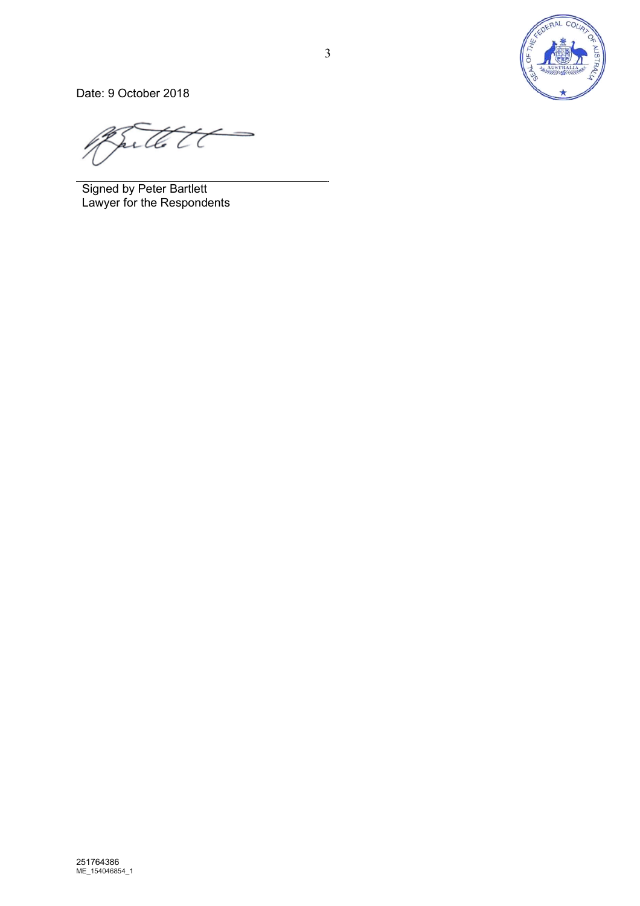Date: 9 October 2018

Signed by Peter Bartlett
Lawyer for the Respondents

251764386
ME_154046854_1